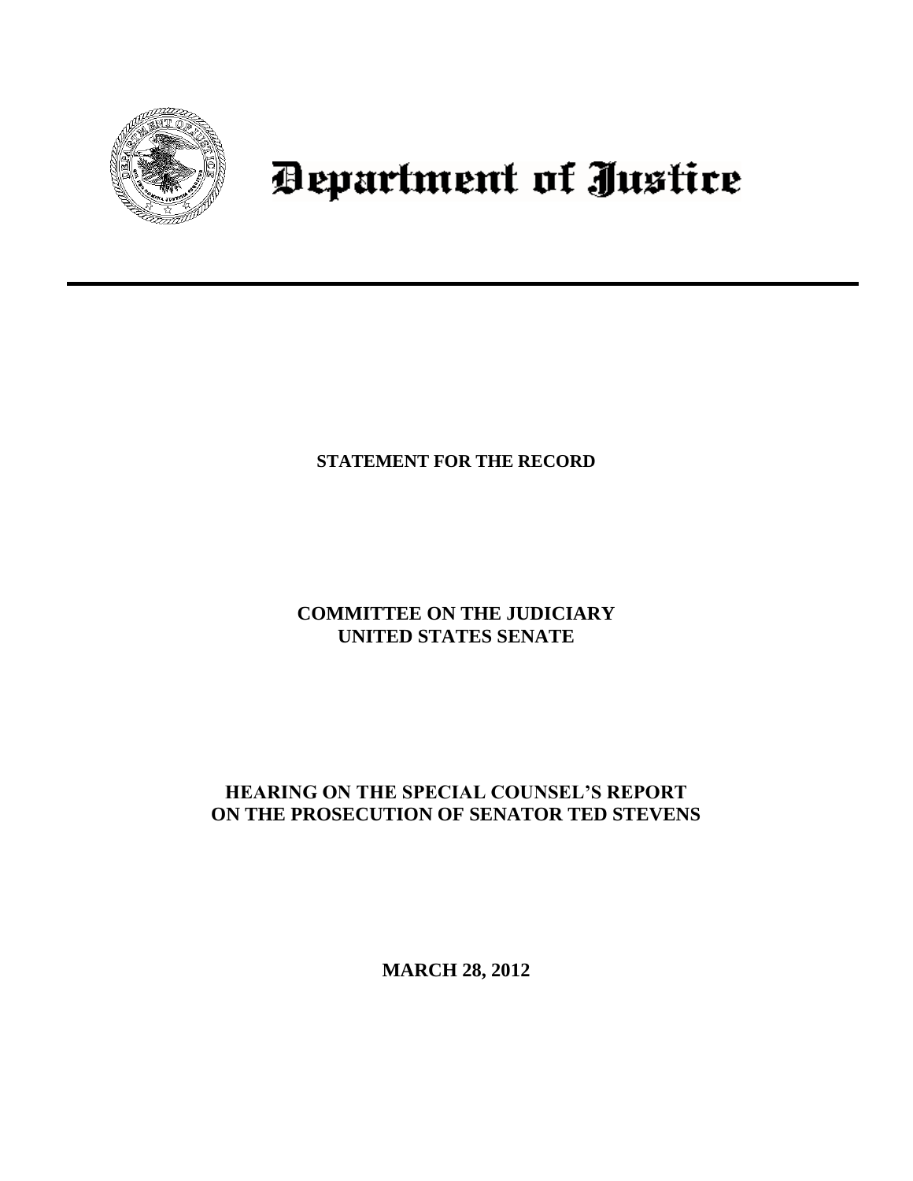# Department of Justice

---

**STATEMENT FOR THE RECORD**

**COMMITTEE ON THE JUDICIARY**
**UNITED STATES SENATE**

**HEARING ON THE SPECIAL COUNSEL'S REPORT**
**ON THE PROSECUTION OF SENATOR TED STEVENS**

**MARCH 28, 2012**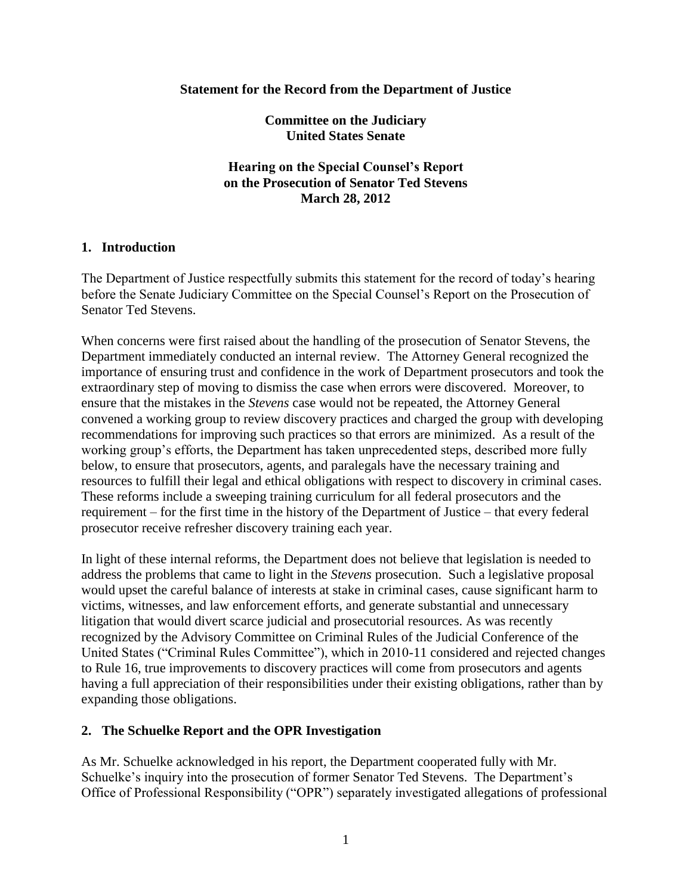**Statement for the Record from the Department of Justice**

**Committee on the Judiciary**
**United States Senate**

**Hearing on the Special Counsel's Report on the Prosecution of Senator Ted Stevens**
**March 28, 2012**

## 1. Introduction

The Department of Justice respectfully submits this statement for the record of today's hearing before the Senate Judiciary Committee on the Special Counsel's Report on the Prosecution of Senator Ted Stevens.

When concerns were first raised about the handling of the prosecution of Senator Stevens, the Department immediately conducted an internal review. The Attorney General recognized the importance of ensuring trust and confidence in the work of Department prosecutors and took the extraordinary step of moving to dismiss the case when errors were discovered. Moreover, to ensure that the mistakes in the *Stevens* case would not be repeated, the Attorney General convened a working group to review discovery practices and charged the group with developing recommendations for improving such practices so that errors are minimized. As a result of the working group's efforts, the Department has taken unprecedented steps, described more fully below, to ensure that prosecutors, agents, and paralegals have the necessary training and resources to fulfill their legal and ethical obligations with respect to discovery in criminal cases. These reforms include a sweeping training curriculum for all federal prosecutors and the requirement – for the first time in the history of the Department of Justice – that every federal prosecutor receive refresher discovery training each year.

In light of these internal reforms, the Department does not believe that legislation is needed to address the problems that came to light in the *Stevens* prosecution. Such a legislative proposal would upset the careful balance of interests at stake in criminal cases, cause significant harm to victims, witnesses, and law enforcement efforts, and generate substantial and unnecessary litigation that would divert scarce judicial and prosecutorial resources. As was recently recognized by the Advisory Committee on Criminal Rules of the Judicial Conference of the United States ("Criminal Rules Committee"), which in 2010-11 considered and rejected changes to Rule 16, true improvements to discovery practices will come from prosecutors and agents having a full appreciation of their responsibilities under their existing obligations, rather than by expanding those obligations.

## 2. The Schuelke Report and the OPR Investigation

As Mr. Schuelke acknowledged in his report, the Department cooperated fully with Mr. Schuelke's inquiry into the prosecution of former Senator Ted Stevens. The Department's Office of Professional Responsibility ("OPR") separately investigated allegations of professional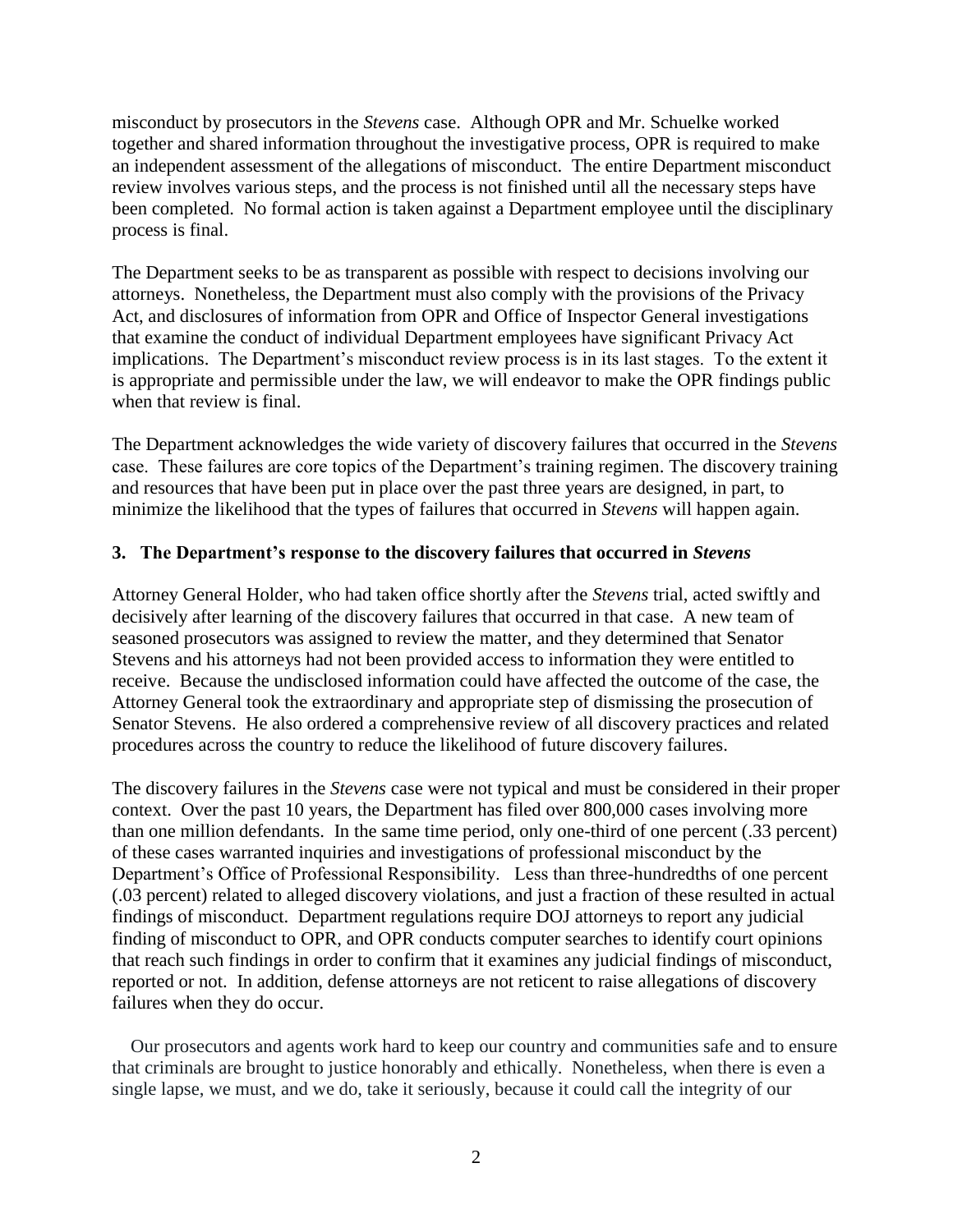misconduct by prosecutors in the *Stevens* case. Although OPR and Mr. Schuelke worked together and shared information throughout the investigative process, OPR is required to make an independent assessment of the allegations of misconduct. The entire Department misconduct review involves various steps, and the process is not finished until all the necessary steps have been completed. No formal action is taken against a Department employee until the disciplinary process is final.

The Department seeks to be as transparent as possible with respect to decisions involving our attorneys. Nonetheless, the Department must also comply with the provisions of the Privacy Act, and disclosures of information from OPR and Office of Inspector General investigations that examine the conduct of individual Department employees have significant Privacy Act implications. The Department's misconduct review process is in its last stages. To the extent it is appropriate and permissible under the law, we will endeavor to make the OPR findings public when that review is final.

The Department acknowledges the wide variety of discovery failures that occurred in the *Stevens* case. These failures are core topics of the Department's training regimen. The discovery training and resources that have been put in place over the past three years are designed, in part, to minimize the likelihood that the types of failures that occurred in *Stevens* will happen again.

### 3. The Department's response to the discovery failures that occurred in *Stevens*

Attorney General Holder, who had taken office shortly after the *Stevens* trial, acted swiftly and decisively after learning of the discovery failures that occurred in that case. A new team of seasoned prosecutors was assigned to review the matter, and they determined that Senator Stevens and his attorneys had not been provided access to information they were entitled to receive. Because the undisclosed information could have affected the outcome of the case, the Attorney General took the extraordinary and appropriate step of dismissing the prosecution of Senator Stevens. He also ordered a comprehensive review of all discovery practices and related procedures across the country to reduce the likelihood of future discovery failures.

The discovery failures in the *Stevens* case were not typical and must be considered in their proper context. Over the past 10 years, the Department has filed over 800,000 cases involving more than one million defendants. In the same time period, only one-third of one percent (.33 percent) of these cases warranted inquiries and investigations of professional misconduct by the Department's Office of Professional Responsibility. Less than three-hundredths of one percent (.03 percent) related to alleged discovery violations, and just a fraction of these resulted in actual findings of misconduct. Department regulations require DOJ attorneys to report any judicial finding of misconduct to OPR, and OPR conducts computer searches to identify court opinions that reach such findings in order to confirm that it examines any judicial findings of misconduct, reported or not. In addition, defense attorneys are not reticent to raise allegations of discovery failures when they do occur.

Our prosecutors and agents work hard to keep our country and communities safe and to ensure that criminals are brought to justice honorably and ethically. Nonetheless, when there is even a single lapse, we must, and we do, take it seriously, because it could call the integrity of our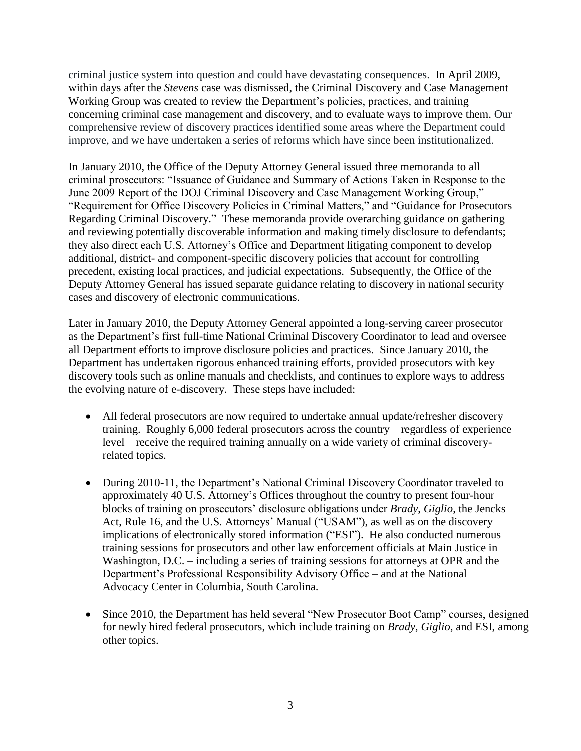criminal justice system into question and could have devastating consequences. In April 2009, within days after the *Stevens* case was dismissed, the Criminal Discovery and Case Management Working Group was created to review the Department's policies, practices, and training concerning criminal case management and discovery, and to evaluate ways to improve them. Our comprehensive review of discovery practices identified some areas where the Department could improve, and we have undertaken a series of reforms which have since been institutionalized.

In January 2010, the Office of the Deputy Attorney General issued three memoranda to all criminal prosecutors: "Issuance of Guidance and Summary of Actions Taken in Response to the June 2009 Report of the DOJ Criminal Discovery and Case Management Working Group," "Requirement for Office Discovery Policies in Criminal Matters," and "Guidance for Prosecutors Regarding Criminal Discovery." These memoranda provide overarching guidance on gathering and reviewing potentially discoverable information and making timely disclosure to defendants; they also direct each U.S. Attorney's Office and Department litigating component to develop additional, district- and component-specific discovery policies that account for controlling precedent, existing local practices, and judicial expectations. Subsequently, the Office of the Deputy Attorney General has issued separate guidance relating to discovery in national security cases and discovery of electronic communications.

Later in January 2010, the Deputy Attorney General appointed a long-serving career prosecutor as the Department's first full-time National Criminal Discovery Coordinator to lead and oversee all Department efforts to improve disclosure policies and practices. Since January 2010, the Department has undertaken rigorous enhanced training efforts, provided prosecutors with key discovery tools such as online manuals and checklists, and continues to explore ways to address the evolving nature of e-discovery. These steps have included:

- All federal prosecutors are now required to undertake annual update/refresher discovery training. Roughly 6,000 federal prosecutors across the country – regardless of experience level – receive the required training annually on a wide variety of criminal discovery-related topics.
- During 2010-11, the Department's National Criminal Discovery Coordinator traveled to approximately 40 U.S. Attorney's Offices throughout the country to present four-hour blocks of training on prosecutors' disclosure obligations under *Brady*, *Giglio*, the Jencks Act, Rule 16, and the U.S. Attorneys' Manual ("USAM"), as well as on the discovery implications of electronically stored information ("ESI"). He also conducted numerous training sessions for prosecutors and other law enforcement officials at Main Justice in Washington, D.C. – including a series of training sessions for attorneys at OPR and the Department's Professional Responsibility Advisory Office – and at the National Advocacy Center in Columbia, South Carolina.
- Since 2010, the Department has held several "New Prosecutor Boot Camp" courses, designed for newly hired federal prosecutors, which include training on *Brady*, *Giglio*, and ESI, among other topics.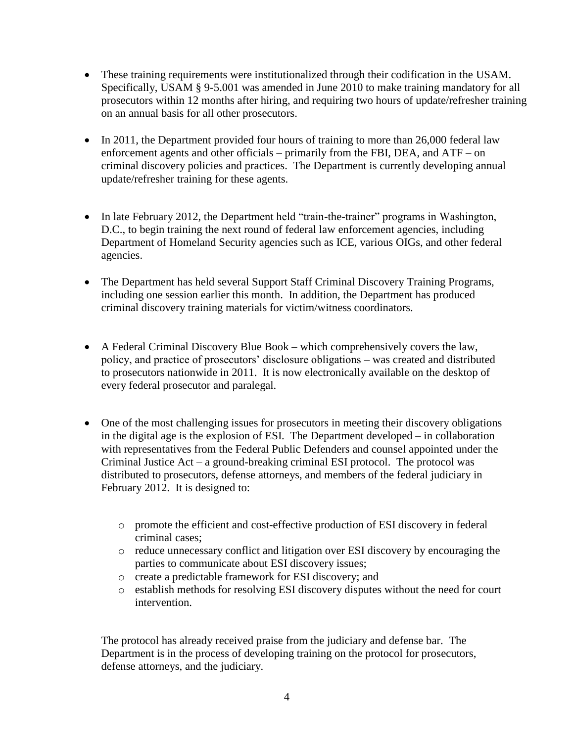- These training requirements were institutionalized through their codification in the USAM. Specifically, USAM § 9-5.001 was amended in June 2010 to make training mandatory for all prosecutors within 12 months after hiring, and requiring two hours of update/refresher training on an annual basis for all other prosecutors.

- In 2011, the Department provided four hours of training to more than 26,000 federal law enforcement agents and other officials – primarily from the FBI, DEA, and ATF – on criminal discovery policies and practices. The Department is currently developing annual update/refresher training for these agents.

- In late February 2012, the Department held "train-the-trainer" programs in Washington, D.C., to begin training the next round of federal law enforcement agencies, including Department of Homeland Security agencies such as ICE, various OIGs, and other federal agencies.

- The Department has held several Support Staff Criminal Discovery Training Programs, including one session earlier this month. In addition, the Department has produced criminal discovery training materials for victim/witness coordinators.

- A Federal Criminal Discovery Blue Book – which comprehensively covers the law, policy, and practice of prosecutors' disclosure obligations – was created and distributed to prosecutors nationwide in 2011. It is now electronically available on the desktop of every federal prosecutor and paralegal.

- One of the most challenging issues for prosecutors in meeting their discovery obligations in the digital age is the explosion of ESI. The Department developed – in collaboration with representatives from the Federal Public Defenders and counsel appointed under the Criminal Justice Act – a ground-breaking criminal ESI protocol. The protocol was distributed to prosecutors, defense attorneys, and members of the federal judiciary in February 2012. It is designed to:

    - promote the efficient and cost-effective production of ESI discovery in federal criminal cases;
    - reduce unnecessary conflict and litigation over ESI discovery by encouraging the parties to communicate about ESI discovery issues;
    - create a predictable framework for ESI discovery; and
    - establish methods for resolving ESI discovery disputes without the need for court intervention.

  The protocol has already received praise from the judiciary and defense bar. The Department is in the process of developing training on the protocol for prosecutors, defense attorneys, and the judiciary.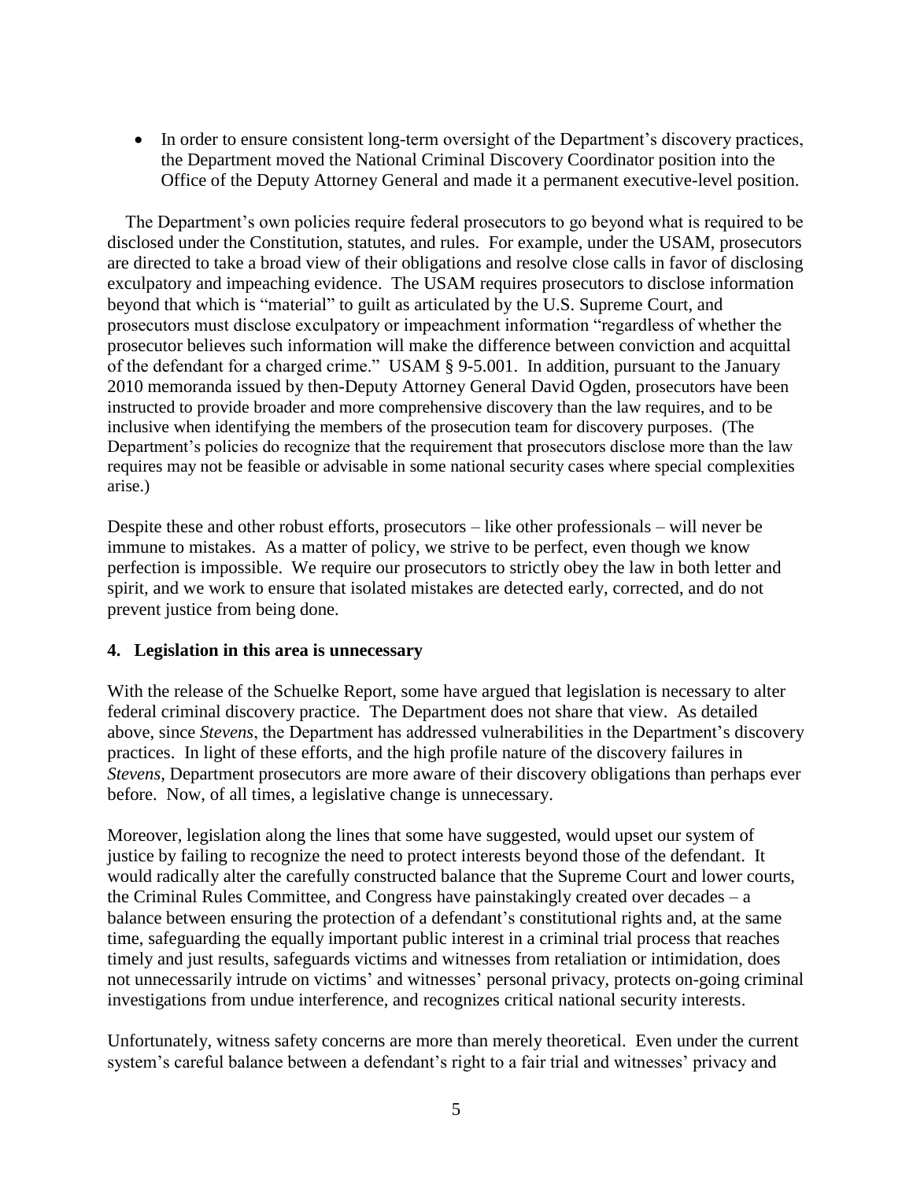- In order to ensure consistent long-term oversight of the Department's discovery practices, the Department moved the National Criminal Discovery Coordinator position into the Office of the Deputy Attorney General and made it a permanent executive-level position.

The Department's own policies require federal prosecutors to go beyond what is required to be disclosed under the Constitution, statutes, and rules. For example, under the USAM, prosecutors are directed to take a broad view of their obligations and resolve close calls in favor of disclosing exculpatory and impeaching evidence. The USAM requires prosecutors to disclose information beyond that which is "material" to guilt as articulated by the U.S. Supreme Court, and prosecutors must disclose exculpatory or impeachment information "regardless of whether the prosecutor believes such information will make the difference between conviction and acquittal of the defendant for a charged crime." USAM § 9-5.001. In addition, pursuant to the January 2010 memoranda issued by then-Deputy Attorney General David Ogden, prosecutors have been instructed to provide broader and more comprehensive discovery than the law requires, and to be inclusive when identifying the members of the prosecution team for discovery purposes. (The Department's policies do recognize that the requirement that prosecutors disclose more than the law requires may not be feasible or advisable in some national security cases where special complexities arise.)

Despite these and other robust efforts, prosecutors – like other professionals – will never be immune to mistakes. As a matter of policy, we strive to be perfect, even though we know perfection is impossible. We require our prosecutors to strictly obey the law in both letter and spirit, and we work to ensure that isolated mistakes are detected early, corrected, and do not prevent justice from being done.

**4. Legislation in this area is unnecessary**

With the release of the Schuelke Report, some have argued that legislation is necessary to alter federal criminal discovery practice. The Department does not share that view. As detailed above, since *Stevens*, the Department has addressed vulnerabilities in the Department's discovery practices. In light of these efforts, and the high profile nature of the discovery failures in *Stevens*, Department prosecutors are more aware of their discovery obligations than perhaps ever before. Now, of all times, a legislative change is unnecessary.

Moreover, legislation along the lines that some have suggested, would upset our system of justice by failing to recognize the need to protect interests beyond those of the defendant. It would radically alter the carefully constructed balance that the Supreme Court and lower courts, the Criminal Rules Committee, and Congress have painstakingly created over decades – a balance between ensuring the protection of a defendant's constitutional rights and, at the same time, safeguarding the equally important public interest in a criminal trial process that reaches timely and just results, safeguards victims and witnesses from retaliation or intimidation, does not unnecessarily intrude on victims' and witnesses' personal privacy, protects on-going criminal investigations from undue interference, and recognizes critical national security interests.

Unfortunately, witness safety concerns are more than merely theoretical. Even under the current system's careful balance between a defendant's right to a fair trial and witnesses' privacy and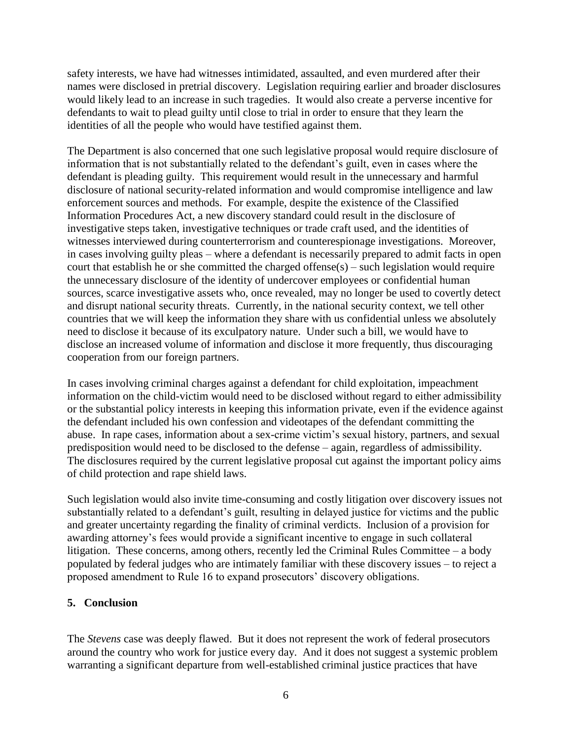safety interests, we have had witnesses intimidated, assaulted, and even murdered after their names were disclosed in pretrial discovery. Legislation requiring earlier and broader disclosures would likely lead to an increase in such tragedies. It would also create a perverse incentive for defendants to wait to plead guilty until close to trial in order to ensure that they learn the identities of all the people who would have testified against them.

The Department is also concerned that one such legislative proposal would require disclosure of information that is not substantially related to the defendant's guilt, even in cases where the defendant is pleading guilty. This requirement would result in the unnecessary and harmful disclosure of national security-related information and would compromise intelligence and law enforcement sources and methods. For example, despite the existence of the Classified Information Procedures Act, a new discovery standard could result in the disclosure of investigative steps taken, investigative techniques or trade craft used, and the identities of witnesses interviewed during counterterrorism and counterespionage investigations. Moreover, in cases involving guilty pleas – where a defendant is necessarily prepared to admit facts in open court that establish he or she committed the charged offense(s) – such legislation would require the unnecessary disclosure of the identity of undercover employees or confidential human sources, scarce investigative assets who, once revealed, may no longer be used to covertly detect and disrupt national security threats. Currently, in the national security context, we tell other countries that we will keep the information they share with us confidential unless we absolutely need to disclose it because of its exculpatory nature. Under such a bill, we would have to disclose an increased volume of information and disclose it more frequently, thus discouraging cooperation from our foreign partners.

In cases involving criminal charges against a defendant for child exploitation, impeachment information on the child-victim would need to be disclosed without regard to either admissibility or the substantial policy interests in keeping this information private, even if the evidence against the defendant included his own confession and videotapes of the defendant committing the abuse. In rape cases, information about a sex-crime victim's sexual history, partners, and sexual predisposition would need to be disclosed to the defense – again, regardless of admissibility. The disclosures required by the current legislative proposal cut against the important policy aims of child protection and rape shield laws.

Such legislation would also invite time-consuming and costly litigation over discovery issues not substantially related to a defendant's guilt, resulting in delayed justice for victims and the public and greater uncertainty regarding the finality of criminal verdicts. Inclusion of a provision for awarding attorney's fees would provide a significant incentive to engage in such collateral litigation. These concerns, among others, recently led the Criminal Rules Committee – a body populated by federal judges who are intimately familiar with these discovery issues – to reject a proposed amendment to Rule 16 to expand prosecutors' discovery obligations.

## 5. Conclusion

The *Stevens* case was deeply flawed. But it does not represent the work of federal prosecutors around the country who work for justice every day. And it does not suggest a systemic problem warranting a significant departure from well-established criminal justice practices that have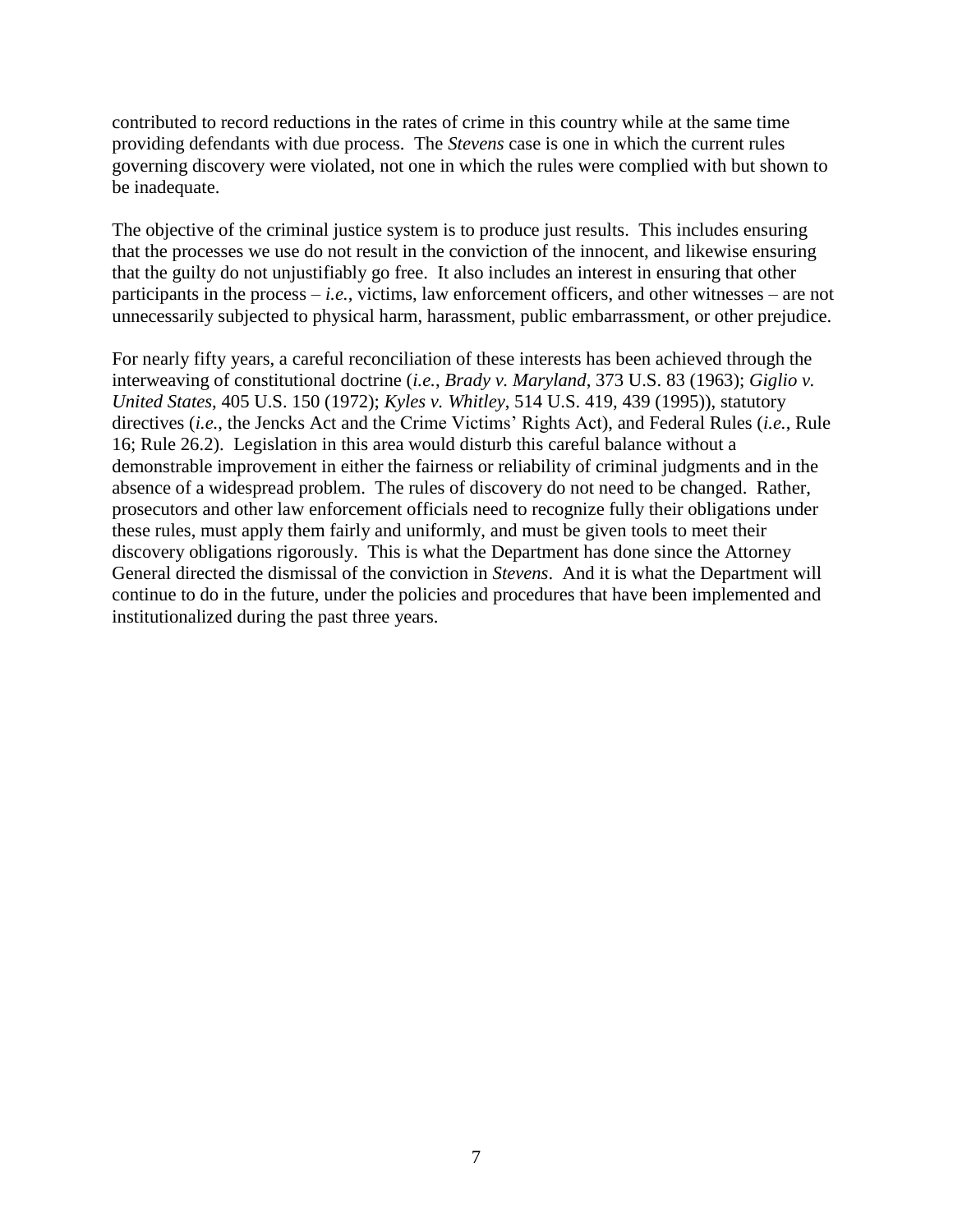contributed to record reductions in the rates of crime in this country while at the same time providing defendants with due process. The *Stevens* case is one in which the current rules governing discovery were violated, not one in which the rules were complied with but shown to be inadequate.

The objective of the criminal justice system is to produce just results. This includes ensuring that the processes we use do not result in the conviction of the innocent, and likewise ensuring that the guilty do not unjustifiably go free. It also includes an interest in ensuring that other participants in the process – *i.e.*, victims, law enforcement officers, and other witnesses – are not unnecessarily subjected to physical harm, harassment, public embarrassment, or other prejudice.

For nearly fifty years, a careful reconciliation of these interests has been achieved through the interweaving of constitutional doctrine (*i.e.*, *Brady v. Maryland*, 373 U.S. 83 (1963); *Giglio v. United States*, 405 U.S. 150 (1972); *Kyles v. Whitley*, 514 U.S. 419, 439 (1995)), statutory directives (*i.e.*, the Jencks Act and the Crime Victims' Rights Act), and Federal Rules (*i.e.*, Rule 16; Rule 26.2). Legislation in this area would disturb this careful balance without a demonstrable improvement in either the fairness or reliability of criminal judgments and in the absence of a widespread problem. The rules of discovery do not need to be changed. Rather, prosecutors and other law enforcement officials need to recognize fully their obligations under these rules, must apply them fairly and uniformly, and must be given tools to meet their discovery obligations rigorously. This is what the Department has done since the Attorney General directed the dismissal of the conviction in *Stevens*. And it is what the Department will continue to do in the future, under the policies and procedures that have been implemented and institutionalized during the past three years.